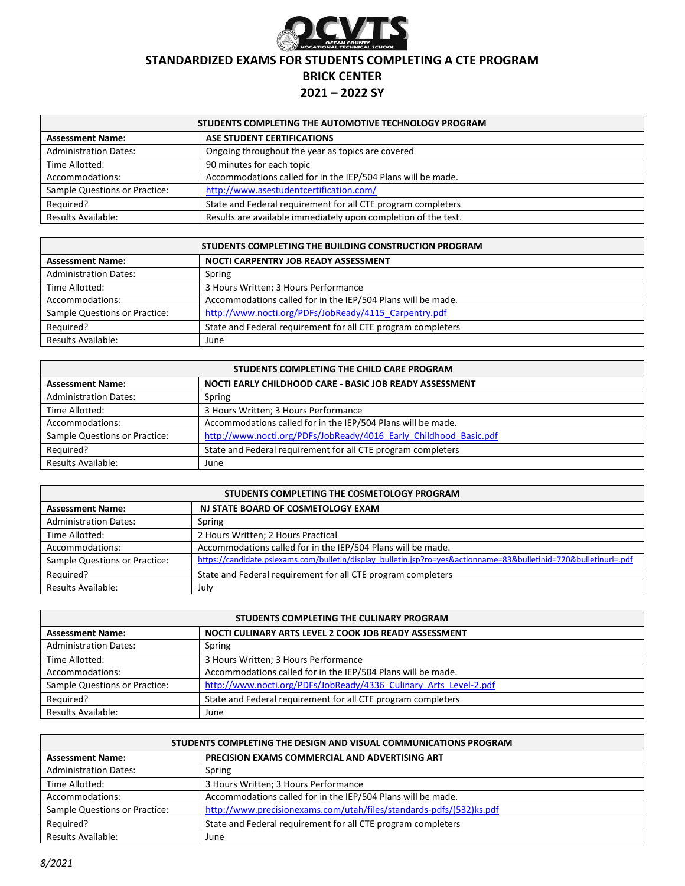# STANDARDIZED EXAMS FOR STUDENTS COMPLETING A CTE PROGRAM

## BRICK CENTER

## 2021 – 2022 SY

| STUDENTS COMPLETING THE AUTOMOTIVE TECHNOLOGY PROGRAM | |
|---|---|
| **Assessment Name:** | **ASE STUDENT CERTIFICATIONS** |
| Administration Dates: | Ongoing throughout the year as topics are covered |
| Time Allotted: | 90 minutes for each topic |
| Accommodations: | Accommodations called for in the IEP/504 Plans will be made. |
| Sample Questions or Practice: | http://www.asestudentcertification.com/ |
| Required? | State and Federal requirement for all CTE program completers |
| Results Available: | Results are available immediately upon completion of the test. |

| STUDENTS COMPLETING THE BUILDING CONSTRUCTION PROGRAM | |
|---|---|
| **Assessment Name:** | **NOCTI CARPENTRY JOB READY ASSESSMENT** |
| Administration Dates: | Spring |
| Time Allotted: | 3 Hours Written; 3 Hours Performance |
| Accommodations: | Accommodations called for in the IEP/504 Plans will be made. |
| Sample Questions or Practice: | http://www.nocti.org/PDFs/JobReady/4115_Carpentry.pdf |
| Required? | State and Federal requirement for all CTE program completers |
| Results Available: | June |

| STUDENTS COMPLETING THE CHILD CARE PROGRAM | |
|---|---|
| **Assessment Name:** | **NOCTI EARLY CHILDHOOD CARE - BASIC JOB READY ASSESSMENT** |
| Administration Dates: | Spring |
| Time Allotted: | 3 Hours Written; 3 Hours Performance |
| Accommodations: | Accommodations called for in the IEP/504 Plans will be made. |
| Sample Questions or Practice: | http://www.nocti.org/PDFs/JobReady/4016_Early_Childhood_Basic.pdf |
| Required? | State and Federal requirement for all CTE program completers |
| Results Available: | June |

| STUDENTS COMPLETING THE COSMETOLOGY PROGRAM | |
|---|---|
| **Assessment Name:** | **NJ STATE BOARD OF COSMETOLOGY EXAM** |
| Administration Dates: | Spring |
| Time Allotted: | 2 Hours Written; 2 Hours Practical |
| Accommodations: | Accommodations called for in the IEP/504 Plans will be made. |
| Sample Questions or Practice: | https://candidate.psiexams.com/bulletin/display_bulletin.jsp?ro=yes&actionname=83&bulletinid=720&bulletinurl=.pdf |
| Required? | State and Federal requirement for all CTE program completers |
| Results Available: | July |

| STUDENTS COMPLETING THE CULINARY PROGRAM | |
|---|---|
| **Assessment Name:** | **NOCTI CULINARY ARTS LEVEL 2 COOK JOB READY ASSESSMENT** |
| Administration Dates: | Spring |
| Time Allotted: | 3 Hours Written; 3 Hours Performance |
| Accommodations: | Accommodations called for in the IEP/504 Plans will be made. |
| Sample Questions or Practice: | http://www.nocti.org/PDFs/JobReady/4336_Culinary_Arts_Level-2.pdf |
| Required? | State and Federal requirement for all CTE program completers |
| Results Available: | June |

| STUDENTS COMPLETING THE DESIGN AND VISUAL COMMUNICATIONS PROGRAM | |
|---|---|
| **Assessment Name:** | **PRECISION EXAMS COMMERCIAL AND ADVERTISING ART** |
| Administration Dates: | Spring |
| Time Allotted: | 3 Hours Written; 3 Hours Performance |
| Accommodations: | Accommodations called for in the IEP/504 Plans will be made. |
| Sample Questions or Practice: | http://www.precisionexams.com/utah/files/standards-pdfs/(532)ks.pdf |
| Required? | State and Federal requirement for all CTE program completers |
| Results Available: | June |

*8/2021*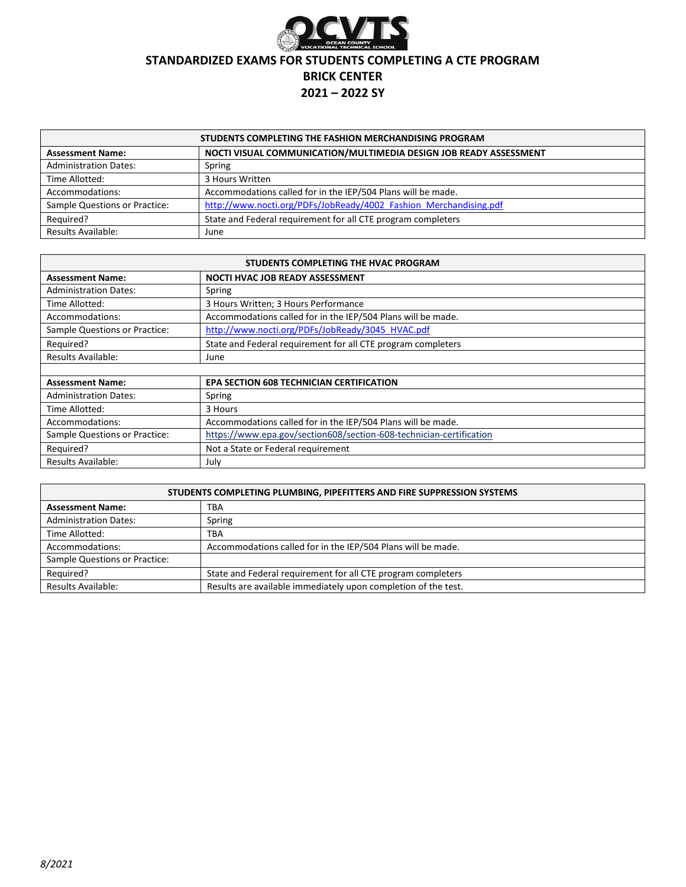# STANDARDIZED EXAMS FOR STUDENTS COMPLETING A CTE PROGRAM
## BRICK CENTER
## 2021 – 2022 SY

| STUDENTS COMPLETING THE FASHION MERCHANDISING PROGRAM | |
|---|---|
| **Assessment Name:** | **NOCTI VISUAL COMMUNICATION/MULTIMEDIA DESIGN JOB READY ASSESSMENT** |
| Administration Dates: | Spring |
| Time Allotted: | 3 Hours Written |
| Accommodations: | Accommodations called for in the IEP/504 Plans will be made. |
| Sample Questions or Practice: | http://www.nocti.org/PDFs/JobReady/4002_Fashion_Merchandising.pdf |
| Required? | State and Federal requirement for all CTE program completers |
| Results Available: | June |

| STUDENTS COMPLETING THE HVAC PROGRAM | |
|---|---|
| **Assessment Name:** | **NOCTI HVAC JOB READY ASSESSMENT** |
| Administration Dates: | Spring |
| Time Allotted: | 3 Hours Written; 3 Hours Performance |
| Accommodations: | Accommodations called for in the IEP/504 Plans will be made. |
| Sample Questions or Practice: | http://www.nocti.org/PDFs/JobReady/3045_HVAC.pdf |
| Required? | State and Federal requirement for all CTE program completers |
| Results Available: | June |
| | |
| **Assessment Name:** | **EPA SECTION 608 TECHNICIAN CERTIFICATION** |
| Administration Dates: | Spring |
| Time Allotted: | 3 Hours |
| Accommodations: | Accommodations called for in the IEP/504 Plans will be made. |
| Sample Questions or Practice: | https://www.epa.gov/section608/section-608-technician-certification |
| Required? | Not a State or Federal requirement |
| Results Available: | July |

| STUDENTS COMPLETING PLUMBING, PIPEFITTERS AND FIRE SUPPRESSION SYSTEMS | |
|---|---|
| **Assessment Name:** | TBA |
| Administration Dates: | Spring |
| Time Allotted: | TBA |
| Accommodations: | Accommodations called for in the IEP/504 Plans will be made. |
| Sample Questions or Practice: | |
| Required? | State and Federal requirement for all CTE program completers |
| Results Available: | Results are available immediately upon completion of the test. |

*8/2021*